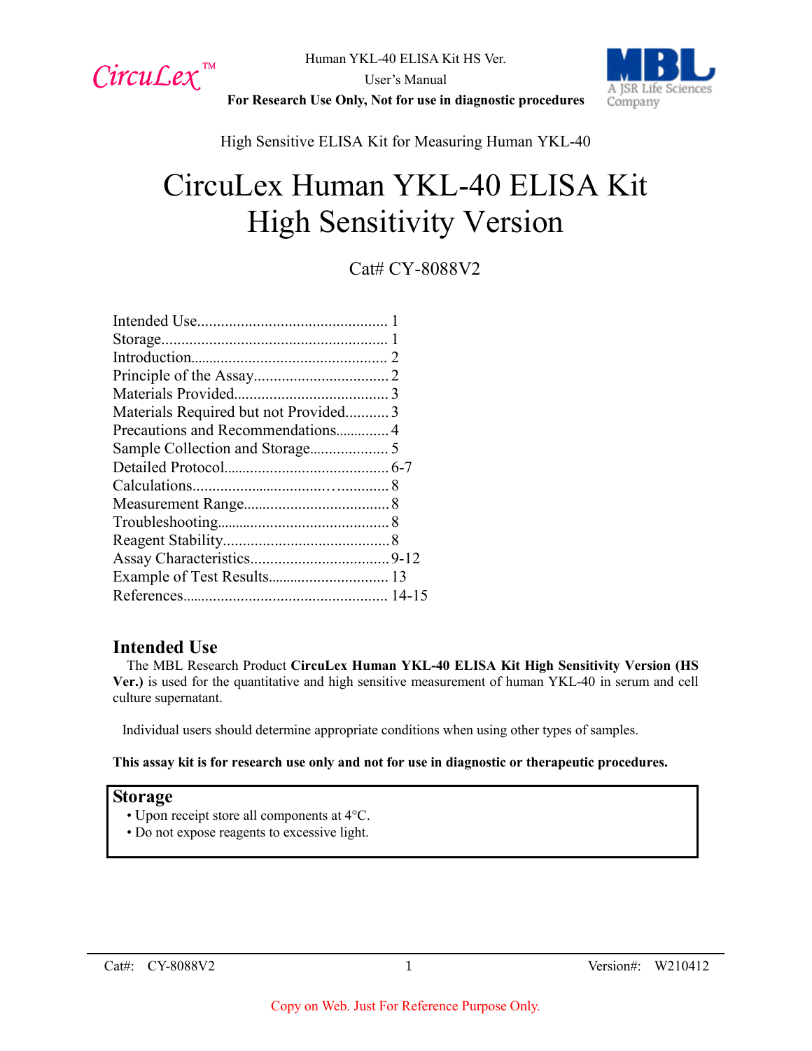High Sensitive ELISA Kit for Measuring Human YKL-40

# CircuLex Human YKL-40 ELISA Kit High Sensitivity Version

Cat# CY-8088V2

| | |
|---|---|
| Intended Use | 1 |
| Storage | 1 |
| Introduction | 2 |
| Principle of the Assay | 2 |
| Materials Provided | 3 |
| Materials Required but not Provided | 3 |
| Precautions and Recommendations | 4 |
| Sample Collection and Storage | 5 |
| Detailed Protocol | 6-7 |
| Calculations | 8 |
| Measurement Range | 8 |
| Troubleshooting | 8 |
| Reagent Stability | 8 |
| Assay Characteristics | 9-12 |
| Example of Test Results | 13 |
| References | 14-15 |

## Intended Use

The MBL Research Product **CircuLex Human YKL-40 ELISA Kit High Sensitivity Version (HS Ver.)** is used for the quantitative and high sensitive measurement of human YKL-40 in serum and cell culture supernatant.

Individual users should determine appropriate conditions when using other types of samples.

**This assay kit is for research use only and not for use in diagnostic or therapeutic procedures.**

## Storage

- Upon receipt store all components at 4°C.
- Do not expose reagents to excessive light.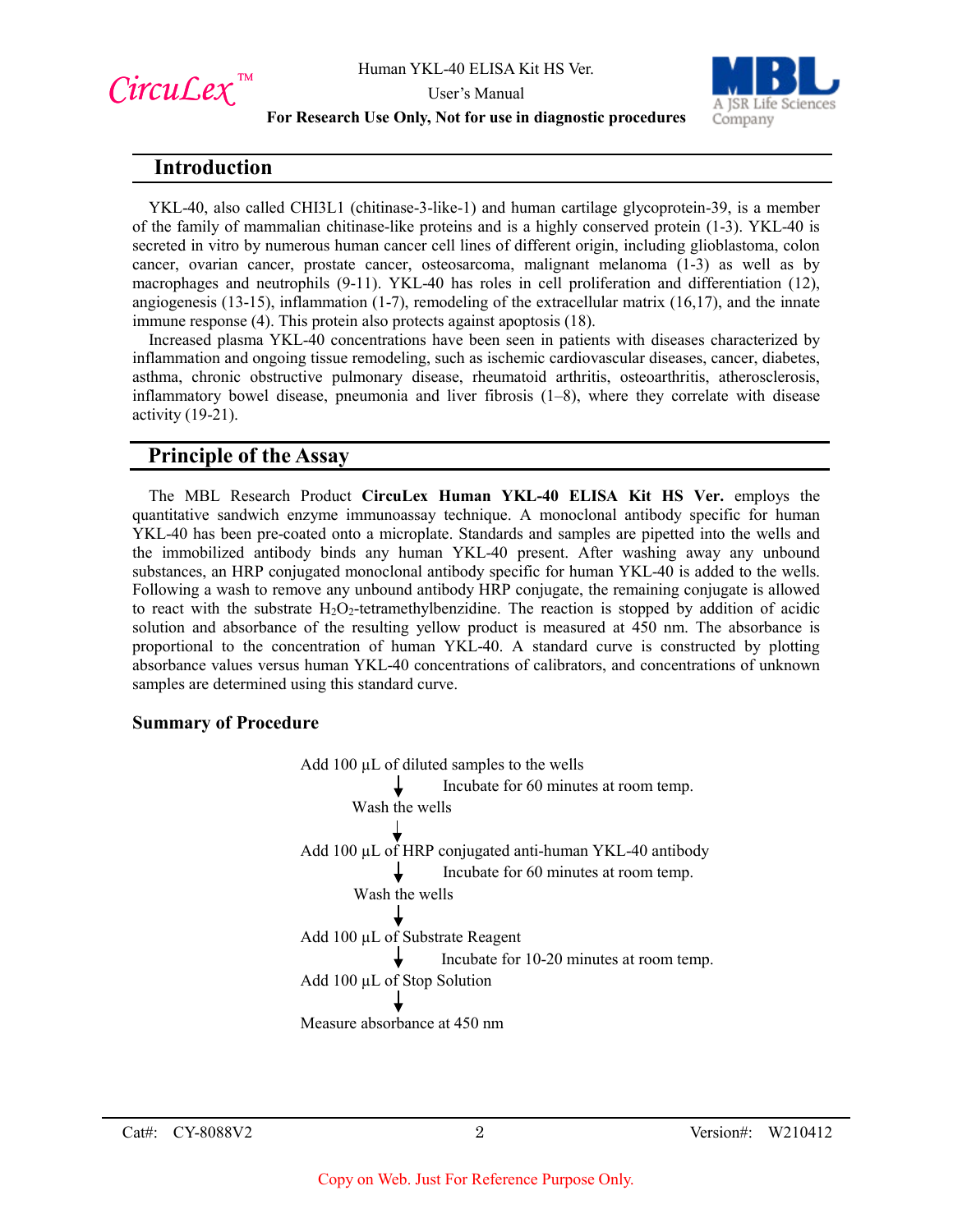## Introduction

YKL-40, also called CHI3L1 (chitinase-3-like-1) and human cartilage glycoprotein-39, is a member of the family of mammalian chitinase-like proteins and is a highly conserved protein (1-3). YKL-40 is secreted in vitro by numerous human cancer cell lines of different origin, including glioblastoma, colon cancer, ovarian cancer, prostate cancer, osteosarcoma, malignant melanoma (1-3) as well as by macrophages and neutrophils (9-11). YKL-40 has roles in cell proliferation and differentiation (12), angiogenesis (13-15), inflammation (1-7), remodeling of the extracellular matrix (16,17), and the innate immune response (4). This protein also protects against apoptosis (18).

Increased plasma YKL-40 concentrations have been seen in patients with diseases characterized by inflammation and ongoing tissue remodeling, such as ischemic cardiovascular diseases, cancer, diabetes, asthma, chronic obstructive pulmonary disease, rheumatoid arthritis, osteoarthritis, atherosclerosis, inflammatory bowel disease, pneumonia and liver fibrosis (1–8), where they correlate with disease activity (19-21).

## Principle of the Assay

The MBL Research Product **CircuLex Human YKL-40 ELISA Kit HS Ver.** employs the quantitative sandwich enzyme immunoassay technique. A monoclonal antibody specific for human YKL-40 has been pre-coated onto a microplate. Standards and samples are pipetted into the wells and the immobilized antibody binds any human YKL-40 present. After washing away any unbound substances, an HRP conjugated monoclonal antibody specific for human YKL-40 is added to the wells. Following a wash to remove any unbound antibody HRP conjugate, the remaining conjugate is allowed to react with the substrate $H_2O_2$-tetramethylbenzidine. The reaction is stopped by addition of acidic solution and absorbance of the resulting yellow product is measured at 450 nm. The absorbance is proportional to the concentration of human YKL-40. A standard curve is constructed by plotting absorbance values versus human YKL-40 concentrations of calibrators, and concentrations of unknown samples are determined using this standard curve.

### Summary of Procedure

Add 100 µL of diluted samples to the wells
↓ Incubate for 60 minutes at room temp.
Wash the wells
↓
Add 100 µL of HRP conjugated anti-human YKL-40 antibody
↓ Incubate for 60 minutes at room temp.
Wash the wells
↓
Add 100 µL of Substrate Reagent
↓ Incubate for 10-20 minutes at room temp.
Add 100 µL of Stop Solution
↓
Measure absorbance at 450 nm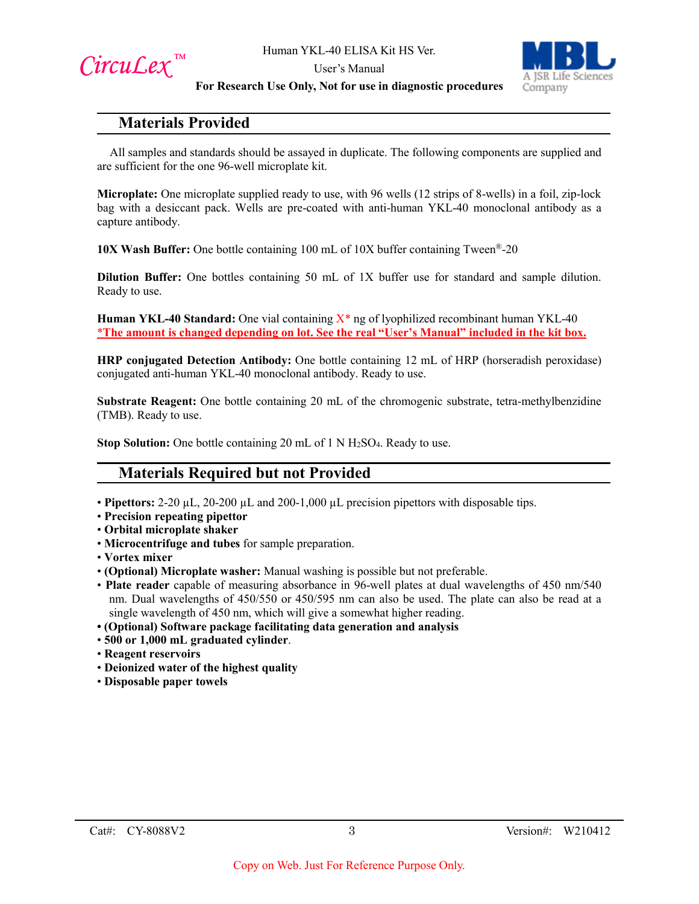## Materials Provided

All samples and standards should be assayed in duplicate. The following components are supplied and are sufficient for the one 96-well microplate kit.

**Microplate:** One microplate supplied ready to use, with 96 wells (12 strips of 8-wells) in a foil, zip-lock bag with a desiccant pack. Wells are pre-coated with anti-human YKL-40 monoclonal antibody as a capture antibody.

**10X Wash Buffer:** One bottle containing 100 mL of 10X buffer containing Tween®-20

**Dilution Buffer:** One bottles containing 50 mL of 1X buffer use for standard and sample dilution. Ready to use.

**Human YKL-40 Standard:** One vial containing X* ng of lyophilized recombinant human YKL-40
***The amount is changed depending on lot. See the real "User's Manual" included in the kit box.**

**HRP conjugated Detection Antibody:** One bottle containing 12 mL of HRP (horseradish peroxidase) conjugated anti-human YKL-40 monoclonal antibody. Ready to use.

**Substrate Reagent:** One bottle containing 20 mL of the chromogenic substrate, tetra-methylbenzidine (TMB). Ready to use.

**Stop Solution:** One bottle containing 20 mL of 1 N $H_2SO_4$. Ready to use.

## Materials Required but not Provided

- **Pipettors:** 2-20 µL, 20-200 µL and 200-1,000 µL precision pipettors with disposable tips.
- **Precision repeating pipettor**
- **Orbital microplate shaker**
- **Microcentrifuge and tubes** for sample preparation.
- **Vortex mixer**
- **(Optional) Microplate washer:** Manual washing is possible but not preferable.
- **Plate reader** capable of measuring absorbance in 96-well plates at dual wavelengths of 450 nm/540 nm. Dual wavelengths of 450/550 or 450/595 nm can also be used. The plate can also be read at a single wavelength of 450 nm, which will give a somewhat higher reading.
- **(Optional) Software package facilitating data generation and analysis**
- **500 or 1,000 mL graduated cylinder**.
- **Reagent reservoirs**
- **Deionized water of the highest quality**
- **Disposable paper towels**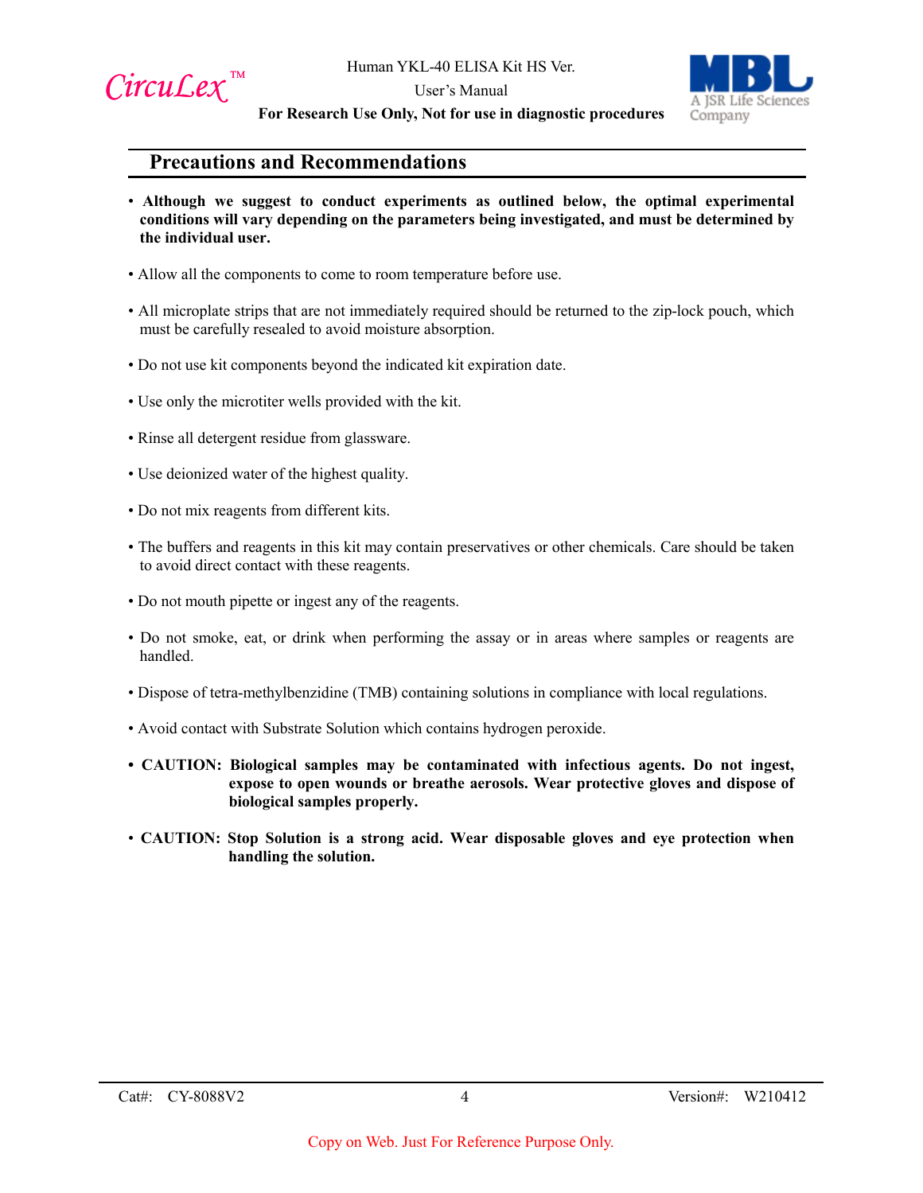## Precautions and Recommendations

- **Although we suggest to conduct experiments as outlined below, the optimal experimental conditions will vary depending on the parameters being investigated, and must be determined by the individual user.**
- Allow all the components to come to room temperature before use.
- All microplate strips that are not immediately required should be returned to the zip-lock pouch, which must be carefully resealed to avoid moisture absorption.
- Do not use kit components beyond the indicated kit expiration date.
- Use only the microtiter wells provided with the kit.
- Rinse all detergent residue from glassware.
- Use deionized water of the highest quality.
- Do not mix reagents from different kits.
- The buffers and reagents in this kit may contain preservatives or other chemicals. Care should be taken to avoid direct contact with these reagents.
- Do not mouth pipette or ingest any of the reagents.
- Do not smoke, eat, or drink when performing the assay or in areas where samples or reagents are handled.
- Dispose of tetra-methylbenzidine (TMB) containing solutions in compliance with local regulations.
- Avoid contact with Substrate Solution which contains hydrogen peroxide.
- **CAUTION: Biological samples may be contaminated with infectious agents. Do not ingest, expose to open wounds or breathe aerosols. Wear protective gloves and dispose of biological samples properly.**
- **CAUTION: Stop Solution is a strong acid. Wear disposable gloves and eye protection when handling the solution.**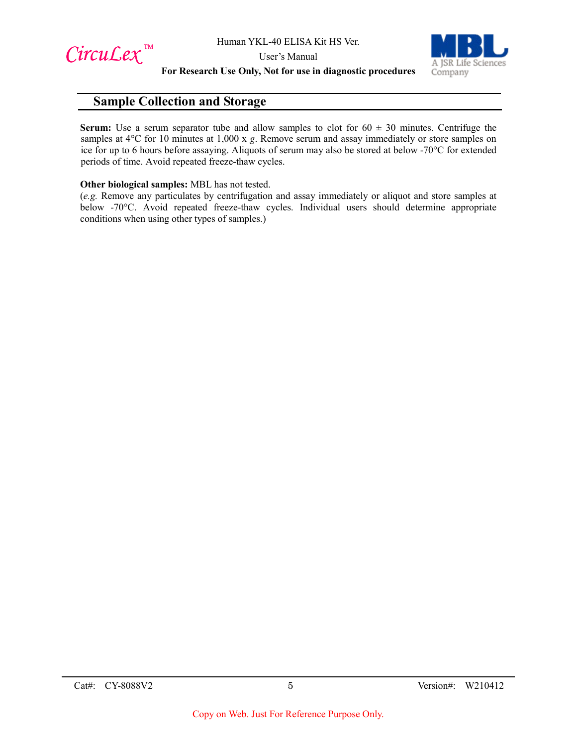## Sample Collection and Storage

**Serum:** Use a serum separator tube and allow samples to clot for 60 ± 30 minutes. Centrifuge the samples at 4°C for 10 minutes at 1,000 x *g*. Remove serum and assay immediately or store samples on ice for up to 6 hours before assaying. Aliquots of serum may also be stored at below -70°C for extended periods of time. Avoid repeated freeze-thaw cycles.

**Other biological samples:** MBL has not tested.
(*e.g.* Remove any particulates by centrifugation and assay immediately or aliquot and store samples at below -70°C. Avoid repeated freeze-thaw cycles. Individual users should determine appropriate conditions when using other types of samples.)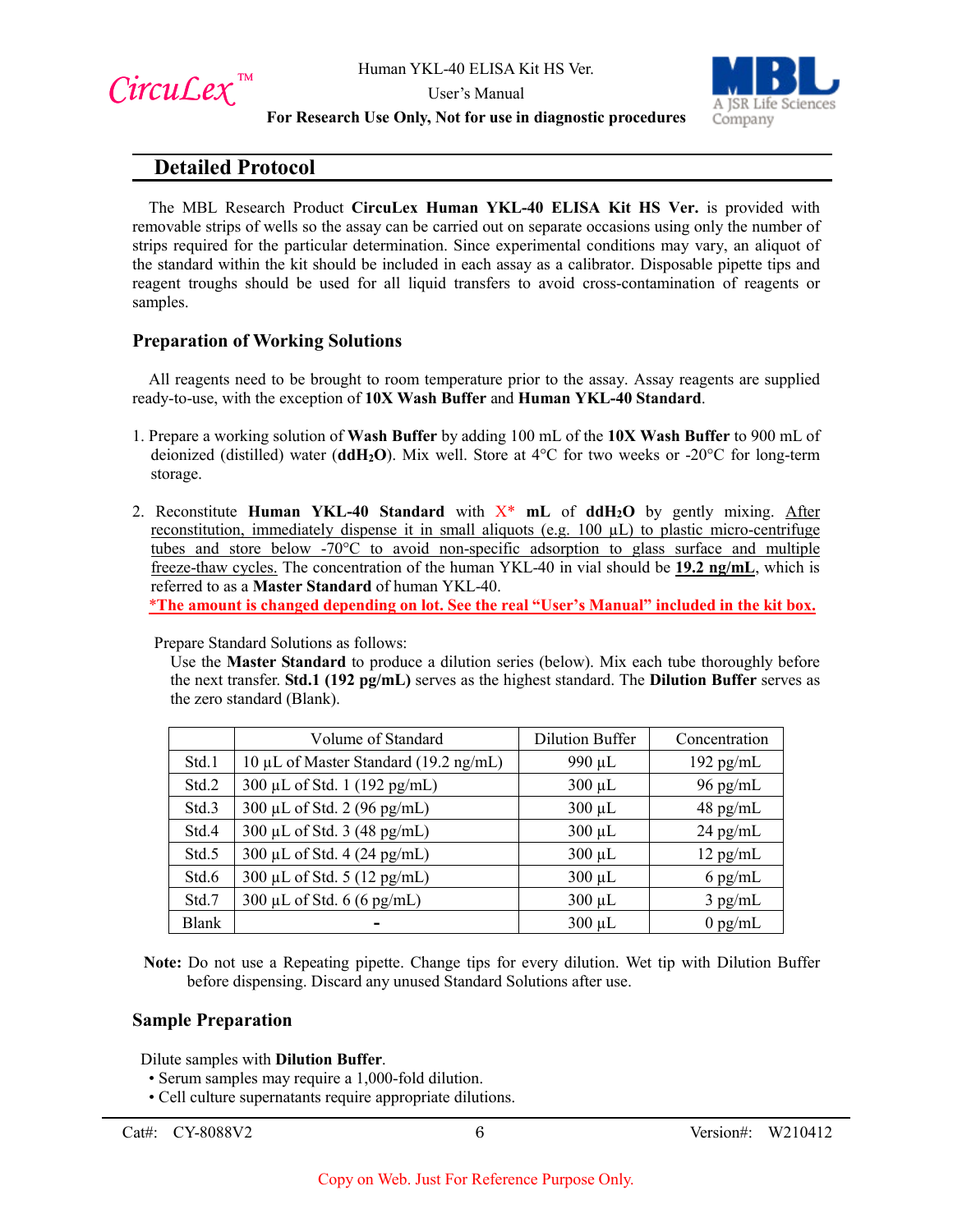## Detailed Protocol

The MBL Research Product **CircuLex Human YKL-40 ELISA Kit HS Ver.** is provided with removable strips of wells so the assay can be carried out on separate occasions using only the number of strips required for the particular determination. Since experimental conditions may vary, an aliquot of the standard within the kit should be included in each assay as a calibrator. Disposable pipette tips and reagent troughs should be used for all liquid transfers to avoid cross-contamination of reagents or samples.

### Preparation of Working Solutions

All reagents need to be brought to room temperature prior to the assay. Assay reagents are supplied ready-to-use, with the exception of **10X Wash Buffer** and **Human YKL-40 Standard**.

1. Prepare a working solution of **Wash Buffer** by adding 100 mL of the **10X Wash Buffer** to 900 mL of deionized (distilled) water (**ddH$_2$O**). Mix well. Store at 4°C for two weeks or -20°C for long-term storage.

2. Reconstitute **Human YKL-40 Standard** with X* **mL** of **ddH$_2$O** by gently mixing. After reconstitution, immediately dispense it in small aliquots (e.g. 100 µL) to plastic micro-centrifuge tubes and store below -70°C to avoid non-specific adsorption to glass surface and multiple freeze-thaw cycles. The concentration of the human YKL-40 in vial should be **19.2 ng/mL**, which is referred to as a **Master Standard** of human YKL-40.
   ***The amount is changed depending on lot. See the real "User's Manual" included in the kit box.**

   Prepare Standard Solutions as follows:
   Use the **Master Standard** to produce a dilution series (below). Mix each tube thoroughly before the next transfer. **Std.1 (192 pg/mL)** serves as the highest standard. The **Dilution Buffer** serves as the zero standard (Blank).

| | Volume of Standard | Dilution Buffer | Concentration |
|---|---|---|---|
| Std.1 | 10 µL of Master Standard (19.2 ng/mL) | 990 µL | 192 pg/mL |
| Std.2 | 300 µL of Std. 1 (192 pg/mL) | 300 µL | 96 pg/mL |
| Std.3 | 300 µL of Std. 2 (96 pg/mL) | 300 µL | 48 pg/mL |
| Std.4 | 300 µL of Std. 3 (48 pg/mL) | 300 µL | 24 pg/mL |
| Std.5 | 300 µL of Std. 4 (24 pg/mL) | 300 µL | 12 pg/mL |
| Std.6 | 300 µL of Std. 5 (12 pg/mL) | 300 µL | 6 pg/mL |
| Std.7 | 300 µL of Std. 6 (6 pg/mL) | 300 µL | 3 pg/mL |
| Blank | - | 300 µL | 0 pg/mL |

**Note:** Do not use a Repeating pipette. Change tips for every dilution. Wet tip with Dilution Buffer before dispensing. Discard any unused Standard Solutions after use.

### Sample Preparation

Dilute samples with **Dilution Buffer**.

- Serum samples may require a 1,000-fold dilution.
- Cell culture supernatants require appropriate dilutions.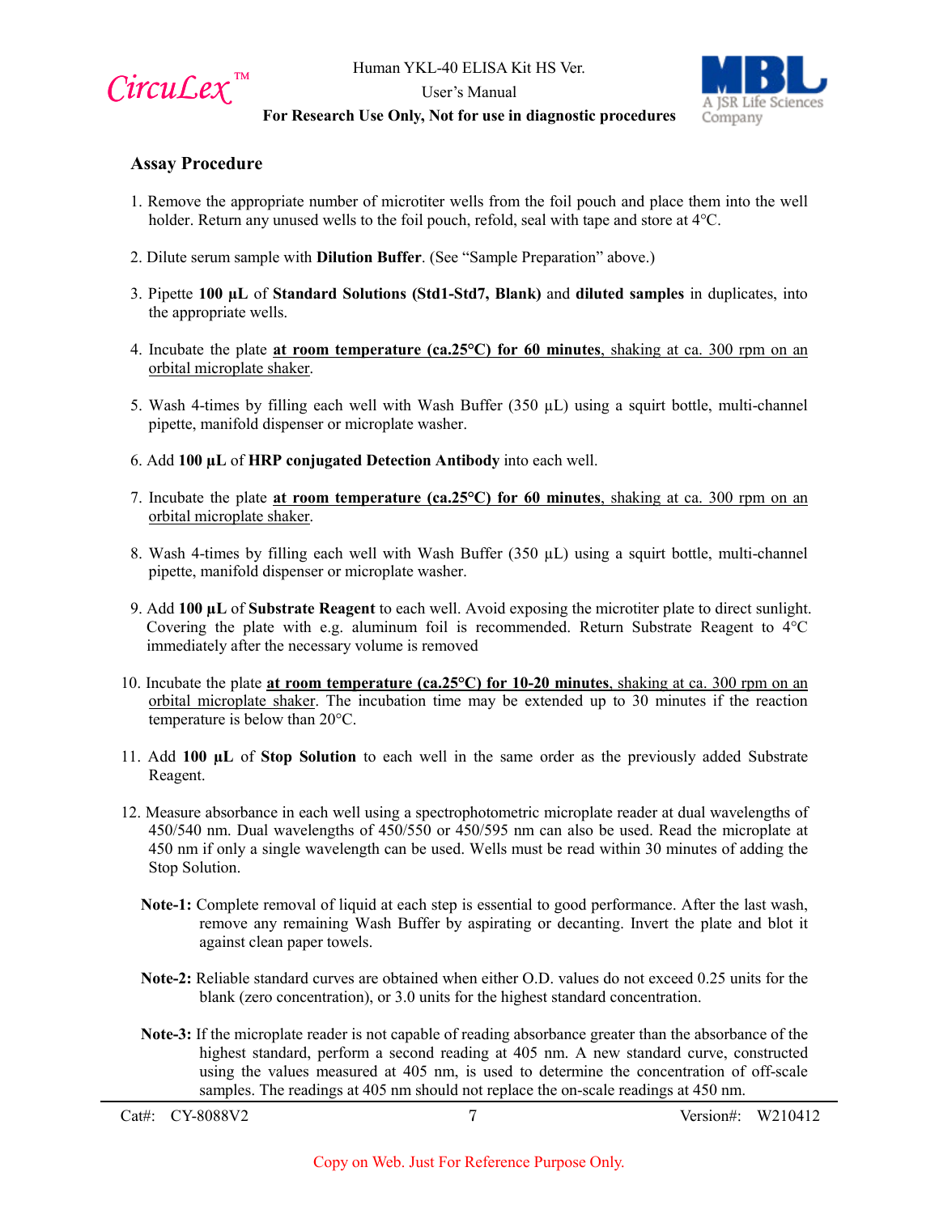## Assay Procedure

1. Remove the appropriate number of microtiter wells from the foil pouch and place them into the well holder. Return any unused wells to the foil pouch, refold, seal with tape and store at 4°C.

2. Dilute serum sample with **Dilution Buffer**. (See "Sample Preparation" above.)

3. Pipette **100 µL** of **Standard Solutions (Std1-Std7, Blank)** and **diluted samples** in duplicates, into the appropriate wells.

4. Incubate the plate **at room temperature (ca.25°C) for 60 minutes**, shaking at ca. 300 rpm on an orbital microplate shaker.

5. Wash 4-times by filling each well with Wash Buffer (350 µL) using a squirt bottle, multi-channel pipette, manifold dispenser or microplate washer.

6. Add **100 µL** of **HRP conjugated Detection Antibody** into each well.

7. Incubate the plate **at room temperature (ca.25°C) for 60 minutes**, shaking at ca. 300 rpm on an orbital microplate shaker.

8. Wash 4-times by filling each well with Wash Buffer (350 µL) using a squirt bottle, multi-channel pipette, manifold dispenser or microplate washer.

9. Add **100 µL** of **Substrate Reagent** to each well. Avoid exposing the microtiter plate to direct sunlight. Covering the plate with e.g. aluminum foil is recommended. Return Substrate Reagent to 4°C immediately after the necessary volume is removed

10. Incubate the plate **at room temperature (ca.25°C) for 10-20 minutes**, shaking at ca. 300 rpm on an orbital microplate shaker. The incubation time may be extended up to 30 minutes if the reaction temperature is below than 20°C.

11. Add **100 µL** of **Stop Solution** to each well in the same order as the previously added Substrate Reagent.

12. Measure absorbance in each well using a spectrophotometric microplate reader at dual wavelengths of 450/540 nm. Dual wavelengths of 450/550 or 450/595 nm can also be used. Read the microplate at 450 nm if only a single wavelength can be used. Wells must be read within 30 minutes of adding the Stop Solution.

**Note-1:** Complete removal of liquid at each step is essential to good performance. After the last wash, remove any remaining Wash Buffer by aspirating or decanting. Invert the plate and blot it against clean paper towels.

**Note-2:** Reliable standard curves are obtained when either O.D. values do not exceed 0.25 units for the blank (zero concentration), or 3.0 units for the highest standard concentration.

**Note-3:** If the microplate reader is not capable of reading absorbance greater than the absorbance of the highest standard, perform a second reading at 405 nm. A new standard curve, constructed using the values measured at 405 nm, is used to determine the concentration of off-scale samples. The readings at 405 nm should not replace the on-scale readings at 450 nm.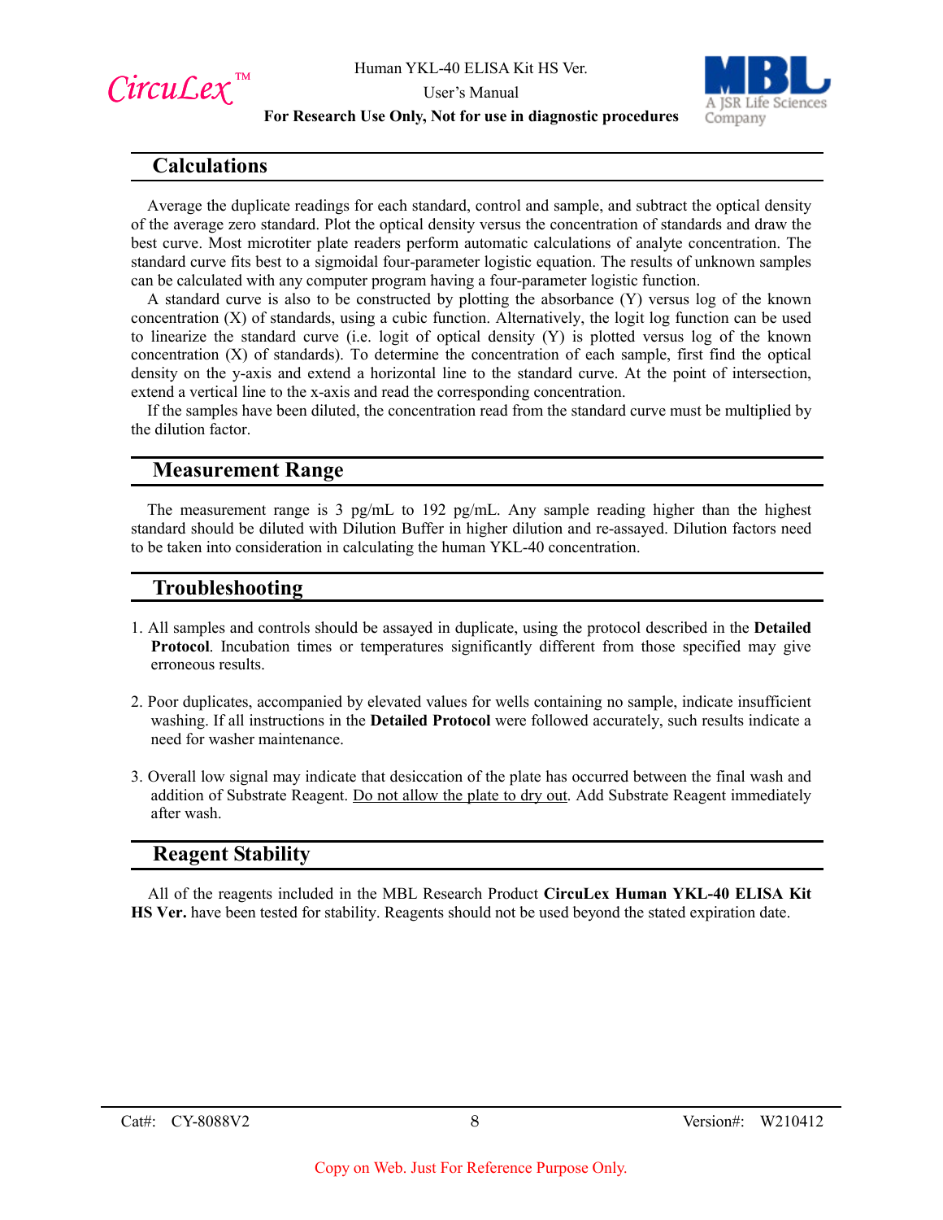## Calculations

Average the duplicate readings for each standard, control and sample, and subtract the optical density of the average zero standard. Plot the optical density versus the concentration of standards and draw the best curve. Most microtiter plate readers perform automatic calculations of analyte concentration. The standard curve fits best to a sigmoidal four-parameter logistic equation. The results of unknown samples can be calculated with any computer program having a four-parameter logistic function.

A standard curve is also to be constructed by plotting the absorbance (Y) versus log of the known concentration (X) of standards, using a cubic function. Alternatively, the logit log function can be used to linearize the standard curve (i.e. logit of optical density (Y) is plotted versus log of the known concentration (X) of standards). To determine the concentration of each sample, first find the optical density on the y-axis and extend a horizontal line to the standard curve. At the point of intersection, extend a vertical line to the x-axis and read the corresponding concentration.

If the samples have been diluted, the concentration read from the standard curve must be multiplied by the dilution factor.

## Measurement Range

The measurement range is 3 pg/mL to 192 pg/mL. Any sample reading higher than the highest standard should be diluted with Dilution Buffer in higher dilution and re-assayed. Dilution factors need to be taken into consideration in calculating the human YKL-40 concentration.

## Troubleshooting

1. All samples and controls should be assayed in duplicate, using the protocol described in the **Detailed Protocol**. Incubation times or temperatures significantly different from those specified may give erroneous results.

2. Poor duplicates, accompanied by elevated values for wells containing no sample, indicate insufficient washing. If all instructions in the **Detailed Protocol** were followed accurately, such results indicate a need for washer maintenance.

3. Overall low signal may indicate that desiccation of the plate has occurred between the final wash and addition of Substrate Reagent. <u>Do not allow the plate to dry out</u>. Add Substrate Reagent immediately after wash.

## Reagent Stability

All of the reagents included in the MBL Research Product **CircuLex Human YKL-40 ELISA Kit HS Ver.** have been tested for stability. Reagents should not be used beyond the stated expiration date.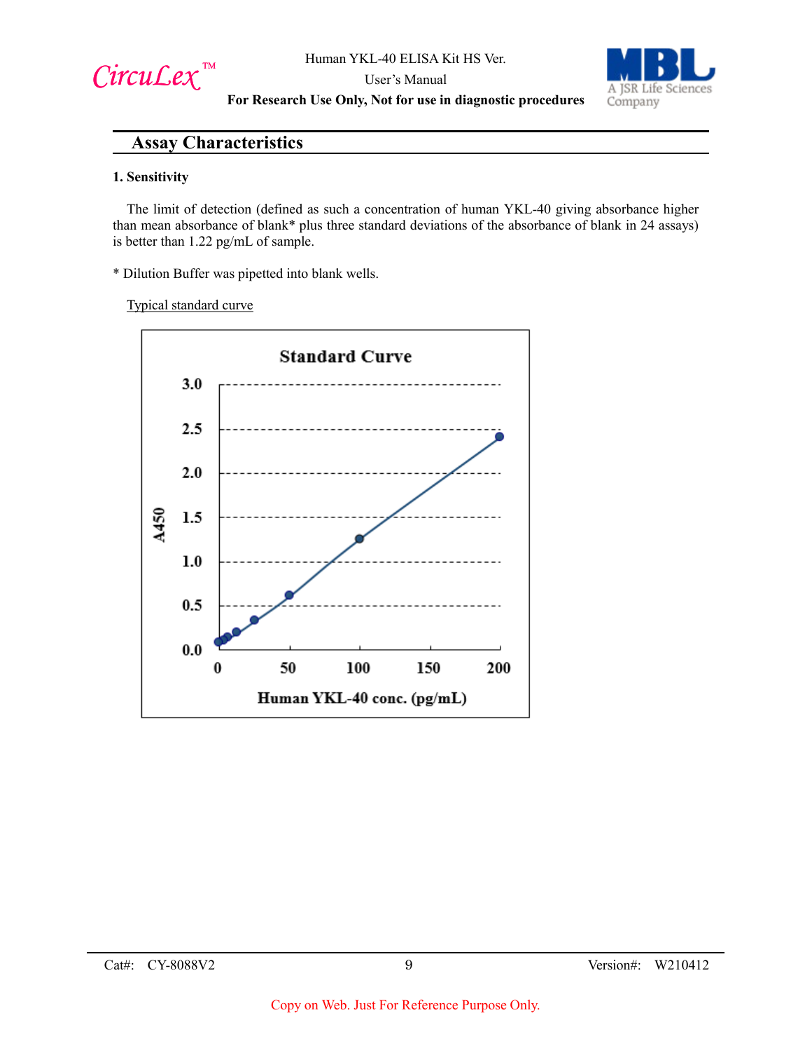## Assay Characteristics

### 1. Sensitivity

The limit of detection (defined as such a concentration of human YKL-40 giving absorbance higher than mean absorbance of blank* plus three standard deviations of the absorbance of blank in 24 assays) is better than 1.22 pg/mL of sample.

* Dilution Buffer was pipetted into blank wells.

Typical standard curve

Standard Curve

A450

3.0
2.5
2.0
1.5
1.0
0.5
0.0

0
50
100
150
200

Human YKL-40 conc. (pg/mL)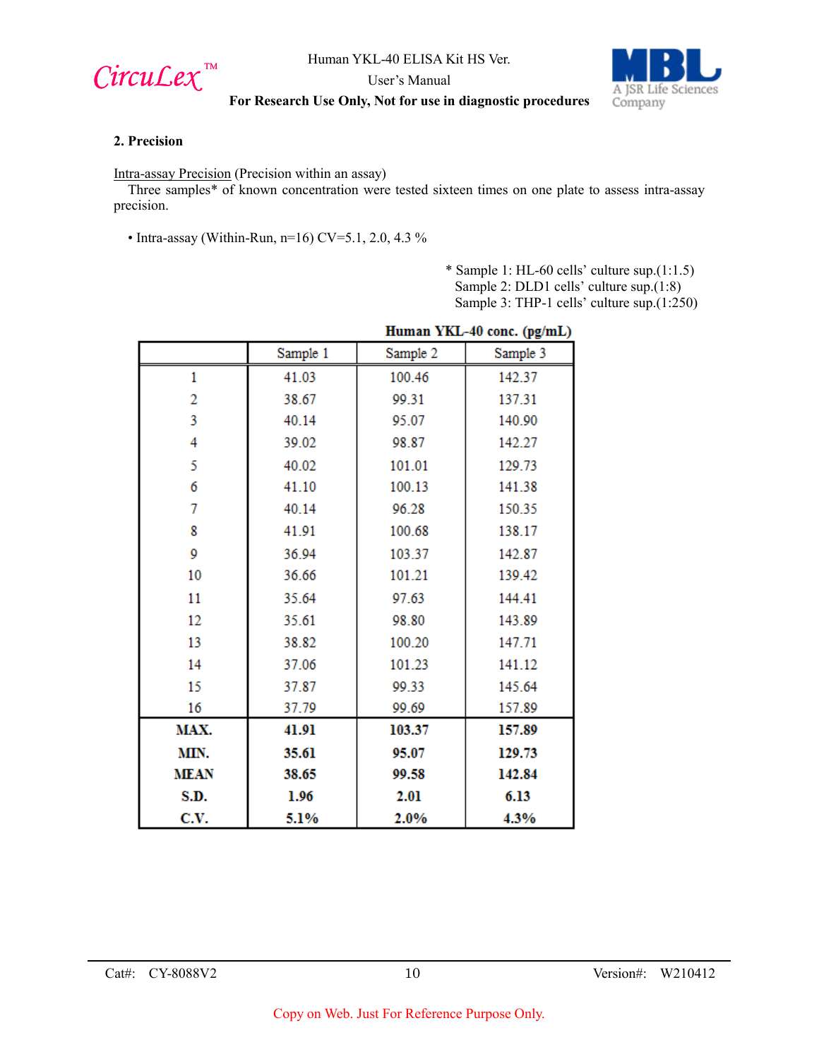## 2. Precision

Intra-assay Precision (Precision within an assay)

Three samples* of known concentration were tested sixteen times on one plate to assess intra-assay precision.

- Intra-assay (Within-Run, n=16) CV=5.1, 2.0, 4.3 %

\* Sample 1: HL-60 cells' culture sup.(1:1.5)
Sample 2: DLD1 cells' culture sup.(1:8)
Sample 3: THP-1 cells' culture sup.(1:250)

**Human YKL-40 conc. (pg/mL)**

| | Sample 1 | Sample 2 | Sample 3 |
|---|---|---|---|
| 1 | 41.03 | 100.46 | 142.37 |
| 2 | 38.67 | 99.31 | 137.31 |
| 3 | 40.14 | 95.07 | 140.90 |
| 4 | 39.02 | 98.87 | 142.27 |
| 5 | 40.02 | 101.01 | 129.73 |
| 6 | 41.10 | 100.13 | 141.38 |
| 7 | 40.14 | 96.28 | 150.35 |
| 8 | 41.91 | 100.68 | 138.17 |
| 9 | 36.94 | 103.37 | 142.87 |
| 10 | 36.66 | 101.21 | 139.42 |
| 11 | 35.64 | 97.63 | 144.41 |
| 12 | 35.61 | 98.80 | 143.89 |
| 13 | 38.82 | 100.20 | 147.71 |
| 14 | 37.06 | 101.23 | 141.12 |
| 15 | 37.87 | 99.33 | 145.64 |
| 16 | 37.79 | 99.69 | 157.89 |
| **MAX.** | **41.91** | **103.37** | **157.89** |
| **MIN.** | **35.61** | **95.07** | **129.73** |
| **MEAN** | **38.65** | **99.58** | **142.84** |
| **S.D.** | **1.96** | **2.01** | **6.13** |
| **C.V.** | **5.1%** | **2.0%** | **4.3%** |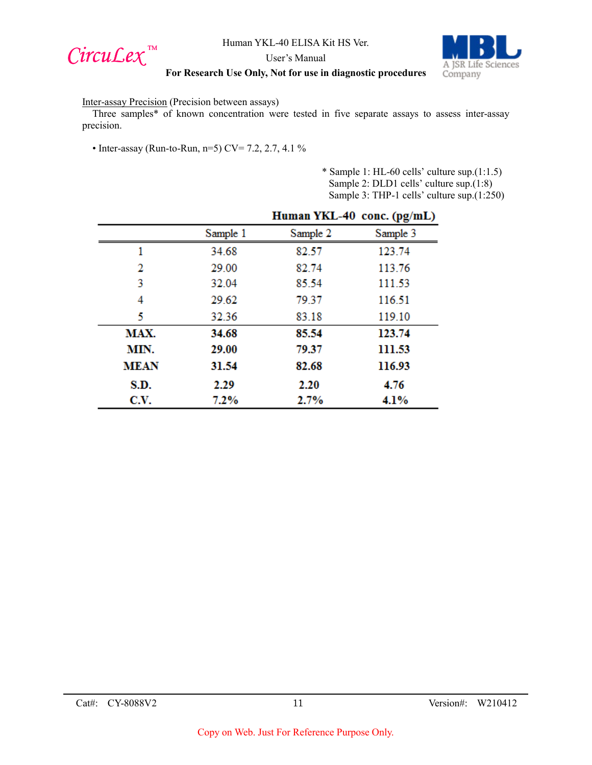Inter-assay Precision (Precision between assays)

Three samples* of known concentration were tested in five separate assays to assess inter-assay precision.

- Inter-assay (Run-to-Run, n=5) CV= 7.2, 2.7, 4.1 %

\* Sample 1: HL-60 cells' culture sup.(1:1.5)
Sample 2: DLD1 cells' culture sup.(1:8)
Sample 3: THP-1 cells' culture sup.(1:250)

| | Human YKL-40 conc. (pg/mL) | | |
|---|---|---|---|
| | Sample 1 | Sample 2 | Sample 3 |
| 1 | 34.68 | 82.57 | 123.74 |
| 2 | 29.00 | 82.74 | 113.76 |
| 3 | 32.04 | 85.54 | 111.53 |
| 4 | 29.62 | 79.37 | 116.51 |
| 5 | 32.36 | 83.18 | 119.10 |
| **MAX.** | **34.68** | **85.54** | **123.74** |
| **MIN.** | **29.00** | **79.37** | **111.53** |
| **MEAN** | **31.54** | **82.68** | **116.93** |
| **S.D.** | **2.29** | **2.20** | **4.76** |
| **C.V.** | **7.2%** | **2.7%** | **4.1%** |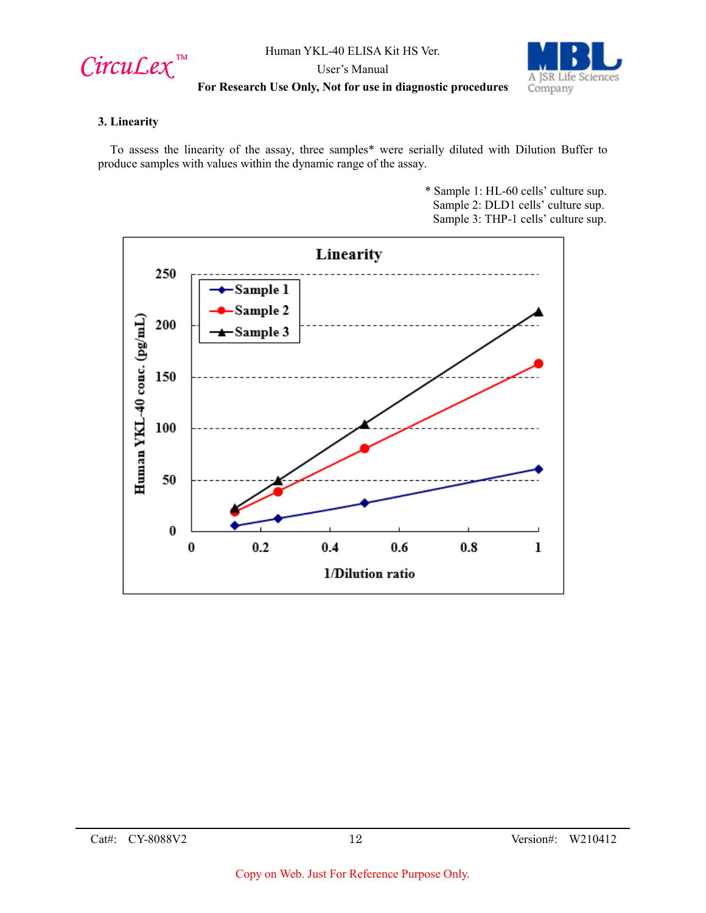### 3. Linearity

To assess the linearity of the assay, three samples* were serially diluted with Dilution Buffer to produce samples with values within the dynamic range of the assay.

\* Sample 1: HL-60 cells' culture sup.
Sample 2: DLD1 cells' culture sup.
Sample 3: THP-1 cells' culture sup.

**Linearity**

Y-axis: Human YKL-40 conc. (pg/mL) (0–250)
X-axis: 1/Dilution ratio (0–1)
Legend: Sample 1, Sample 2, Sample 3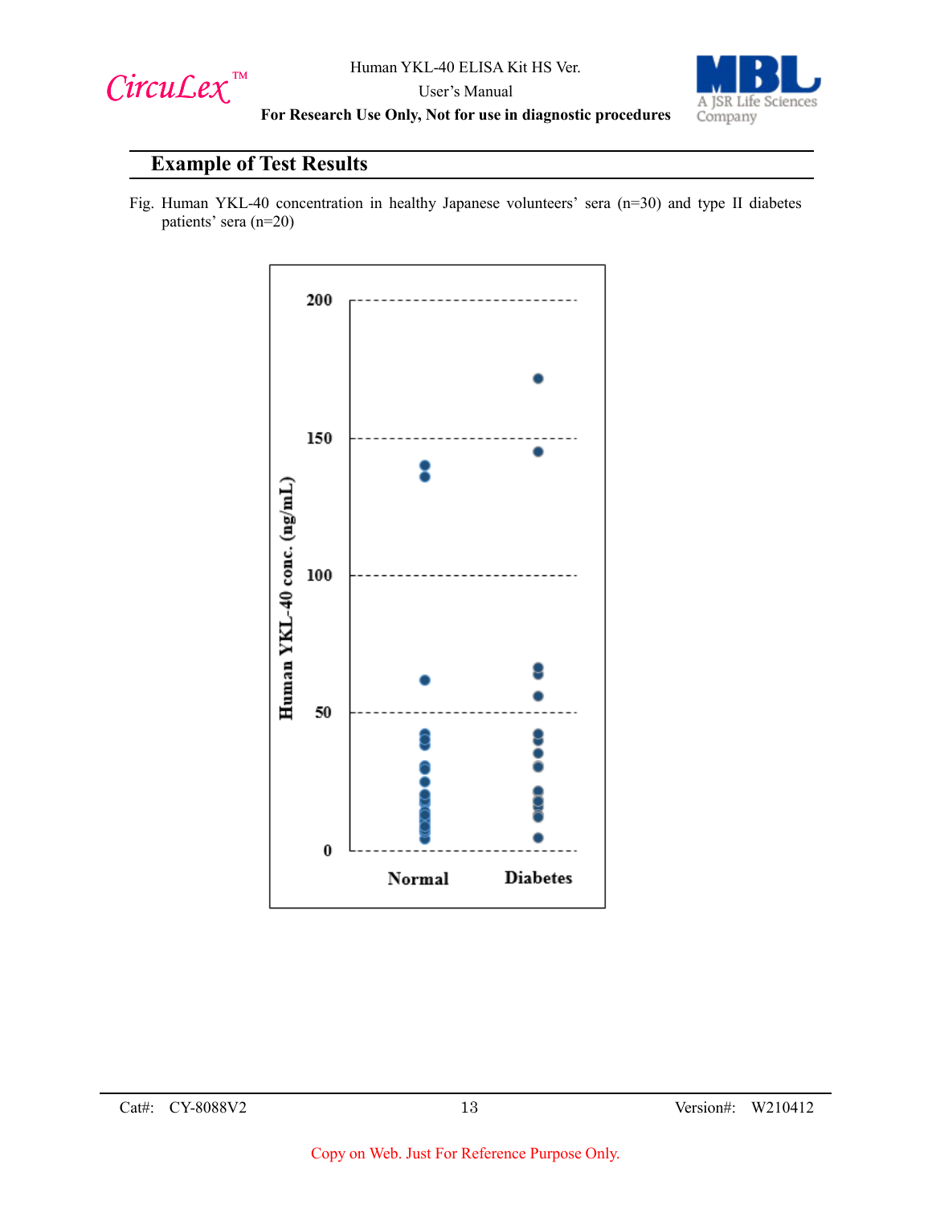## Example of Test Results

Fig. Human YKL-40 concentration in healthy Japanese volunteers' sera (n=30) and type II diabetes patients' sera (n=20)

Human YKL-40 conc. (ng/mL)

200

150

100

50

0

Normal

Diabetes

Copy on Web. Just For Reference Purpose Only.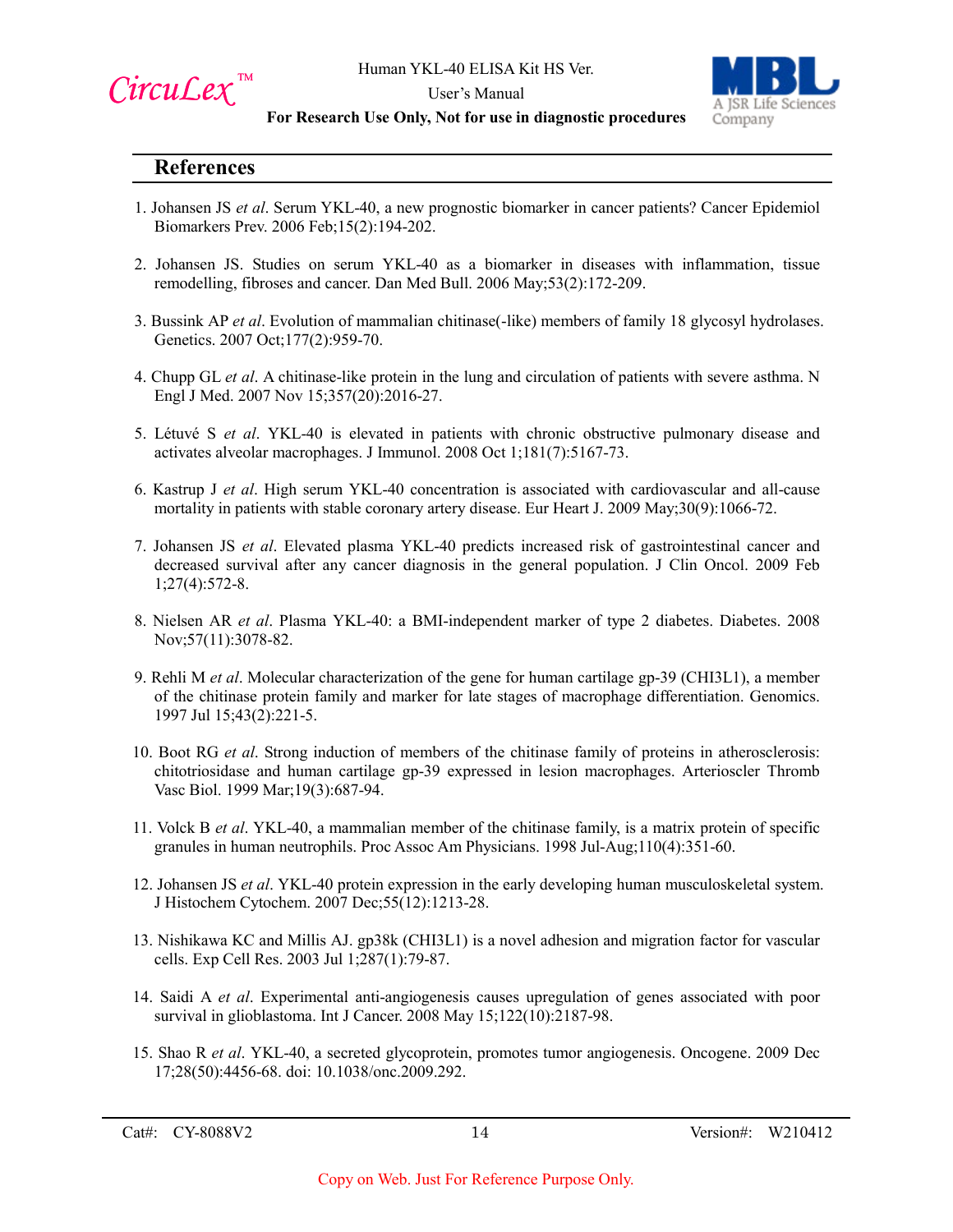## References

1. Johansen JS *et al*. Serum YKL-40, a new prognostic biomarker in cancer patients? Cancer Epidemiol Biomarkers Prev. 2006 Feb;15(2):194-202.

2. Johansen JS. Studies on serum YKL-40 as a biomarker in diseases with inflammation, tissue remodelling, fibroses and cancer. Dan Med Bull. 2006 May;53(2):172-209.

3. Bussink AP *et al*. Evolution of mammalian chitinase(-like) members of family 18 glycosyl hydrolases. Genetics. 2007 Oct;177(2):959-70.

4. Chupp GL *et al*. A chitinase-like protein in the lung and circulation of patients with severe asthma. N Engl J Med. 2007 Nov 15;357(20):2016-27.

5. Létuvé S *et al*. YKL-40 is elevated in patients with chronic obstructive pulmonary disease and activates alveolar macrophages. J Immunol. 2008 Oct 1;181(7):5167-73.

6. Kastrup J *et al*. High serum YKL-40 concentration is associated with cardiovascular and all-cause mortality in patients with stable coronary artery disease. Eur Heart J. 2009 May;30(9):1066-72.

7. Johansen JS *et al*. Elevated plasma YKL-40 predicts increased risk of gastrointestinal cancer and decreased survival after any cancer diagnosis in the general population. J Clin Oncol. 2009 Feb 1;27(4):572-8.

8. Nielsen AR *et al*. Plasma YKL-40: a BMI-independent marker of type 2 diabetes. Diabetes. 2008 Nov;57(11):3078-82.

9. Rehli M *et al*. Molecular characterization of the gene for human cartilage gp-39 (CHI3L1), a member of the chitinase protein family and marker for late stages of macrophage differentiation. Genomics. 1997 Jul 15;43(2):221-5.

10. Boot RG *et al*. Strong induction of members of the chitinase family of proteins in atherosclerosis: chitotriosidase and human cartilage gp-39 expressed in lesion macrophages. Arterioscler Thromb Vasc Biol. 1999 Mar;19(3):687-94.

11. Volck B *et al*. YKL-40, a mammalian member of the chitinase family, is a matrix protein of specific granules in human neutrophils. Proc Assoc Am Physicians. 1998 Jul-Aug;110(4):351-60.

12. Johansen JS *et al*. YKL-40 protein expression in the early developing human musculoskeletal system. J Histochem Cytochem. 2007 Dec;55(12):1213-28.

13. Nishikawa KC and Millis AJ. gp38k (CHI3L1) is a novel adhesion and migration factor for vascular cells. Exp Cell Res. 2003 Jul 1;287(1):79-87.

14. Saidi A *et al*. Experimental anti-angiogenesis causes upregulation of genes associated with poor survival in glioblastoma. Int J Cancer. 2008 May 15;122(10):2187-98.

15. Shao R *et al*. YKL-40, a secreted glycoprotein, promotes tumor angiogenesis. Oncogene. 2009 Dec 17;28(50):4456-68. doi: 10.1038/onc.2009.292.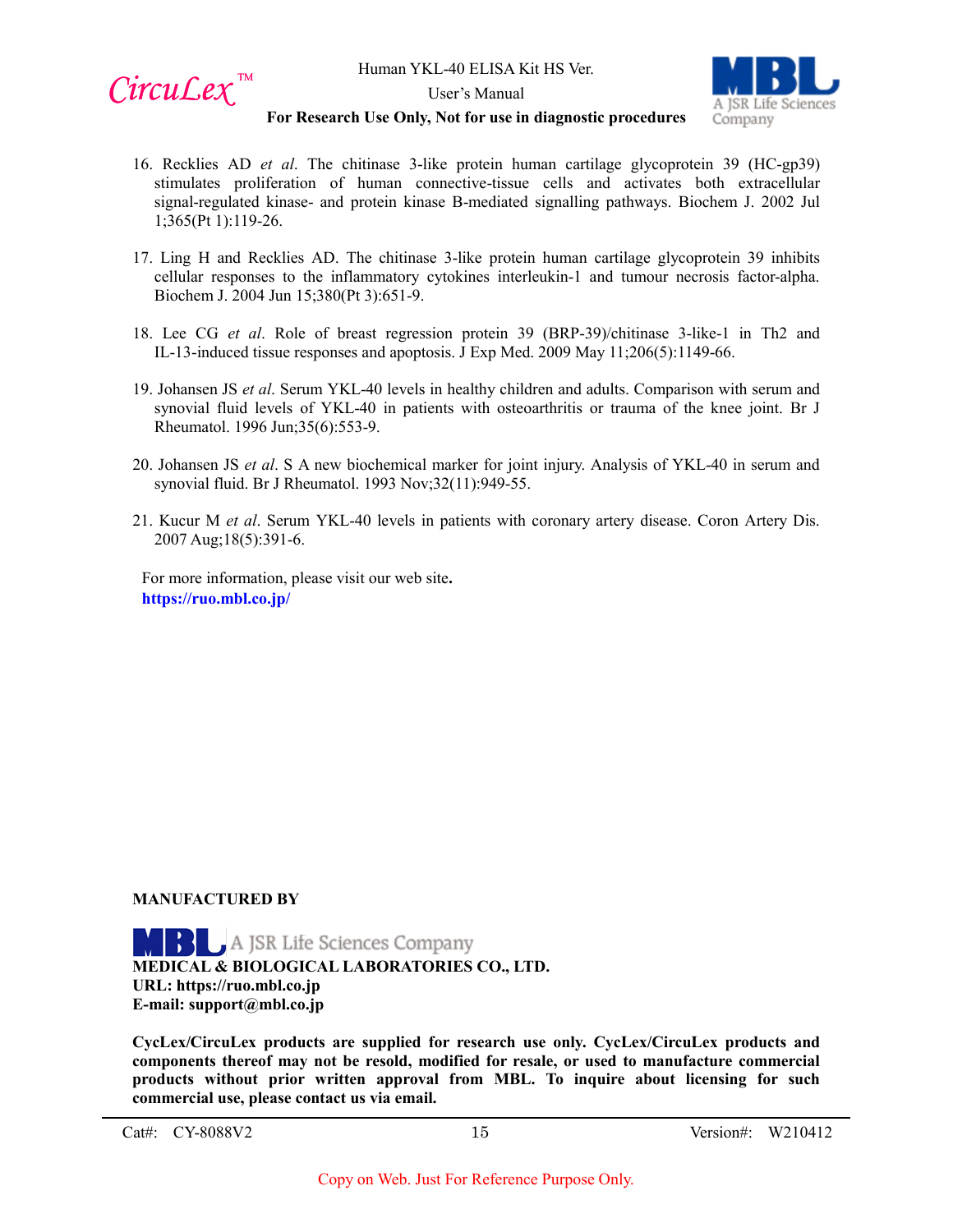16. Recklies AD *et al*. The chitinase 3-like protein human cartilage glycoprotein 39 (HC-gp39) stimulates proliferation of human connective-tissue cells and activates both extracellular signal-regulated kinase- and protein kinase B-mediated signalling pathways. Biochem J. 2002 Jul 1;365(Pt 1):119-26.

17. Ling H and Recklies AD. The chitinase 3-like protein human cartilage glycoprotein 39 inhibits cellular responses to the inflammatory cytokines interleukin-1 and tumour necrosis factor-alpha. Biochem J. 2004 Jun 15;380(Pt 3):651-9.

18. Lee CG *et al*. Role of breast regression protein 39 (BRP-39)/chitinase 3-like-1 in Th2 and IL-13-induced tissue responses and apoptosis. J Exp Med. 2009 May 11;206(5):1149-66.

19. Johansen JS *et al*. Serum YKL-40 levels in healthy children and adults. Comparison with serum and synovial fluid levels of YKL-40 in patients with osteoarthritis or trauma of the knee joint. Br J Rheumatol. 1996 Jun;35(6):553-9.

20. Johansen JS *et al*. S A new biochemical marker for joint injury. Analysis of YKL-40 in serum and synovial fluid. Br J Rheumatol. 1993 Nov;32(11):949-55.

21. Kucur M *et al*. Serum YKL-40 levels in patients with coronary artery disease. Coron Artery Dis. 2007 Aug;18(5):391-6.

For more information, please visit our web site**.**
**https://ruo.mbl.co.jp/**

**MANUFACTURED BY**

MBL A JSR Life Sciences Company
**MEDICAL & BIOLOGICAL LABORATORIES CO., LTD.**
**URL: https://ruo.mbl.co.jp**
**E-mail: support@mbl.co.jp**

**CycLex/CircuLex products are supplied for research use only. CycLex/CircuLex products and components thereof may not be resold, modified for resale, or used to manufacture commercial products without prior written approval from MBL. To inquire about licensing for such commercial use, please contact us via email.**

Copy on Web. Just For Reference Purpose Only.